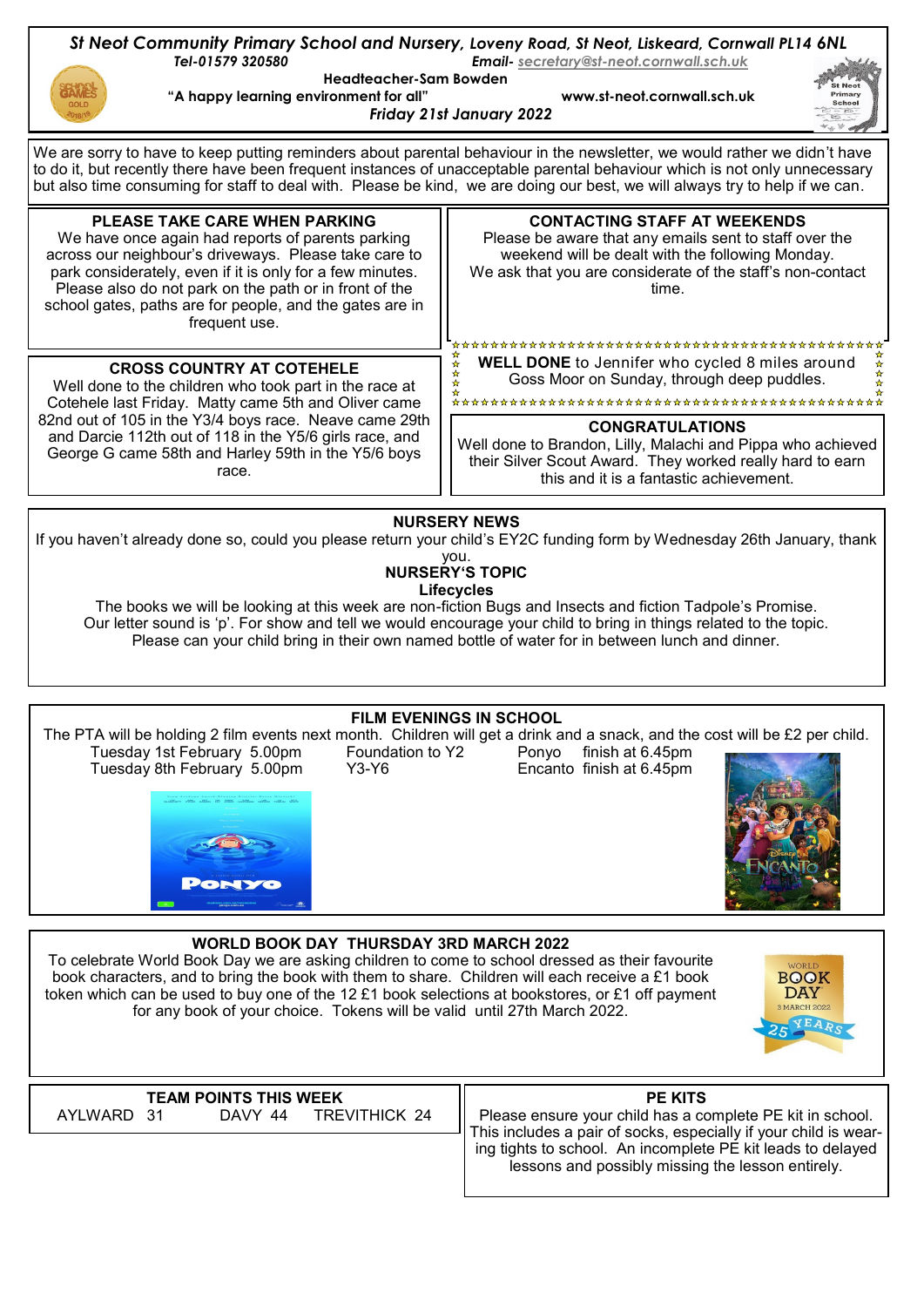# St Neot Community Primary School and Nursery, Loveny Road, St Neot, Liskeard, Cornwall PL14 6NL

Tel-01579 320580 | Email- secretary@st-neot.cornwall.sch.uk

Headteacher-Sam Bowden

"A happy learning environment for all" | www.st-neot.cornwall.sch.uk

*Friday 21st January 2022*

We are sorry to have to keep putting reminders about parental behaviour in the newsletter, we would rather we didn't have to do it, but recently there have been frequent instances of unacceptable parental behaviour which is not only unnecessary but also time consuming for staff to deal with. Please be kind, we are doing our best, we will always try to help if we can.

## PLEASE TAKE CARE WHEN PARKING

We have once again had reports of parents parking across our neighbour's driveways. Please take care to park considerately, even if it is only for a few minutes. Please also do not park on the path or in front of the school gates, paths are for people, and the gates are in frequent use.

## CONTACTING STAFF AT WEEKENDS

Please be aware that any emails sent to staff over the weekend will be dealt with the following Monday. We ask that you are considerate of the staff's non-contact time.

## CROSS COUNTRY AT COTEHELE

Well done to the children who took part in the race at Cotehele last Friday. Matty came 5th and Oliver came 82nd out of 105 in the Y3/4 boys race. Neave came 29th and Darcie 112th out of 118 in the Y5/6 girls race, and George G came 58th and Harley 59th in the Y5/6 boys race.

**WELL DONE** to Jennifer who cycled 8 miles around Goss Moor on Sunday, through deep puddles.

## CONGRATULATIONS

Well done to Brandon, Lilly, Malachi and Pippa who achieved their Silver Scout Award. They worked really hard to earn this and it is a fantastic achievement.

## NURSERY NEWS

If you haven't already done so, could you please return your child's EY2C funding form by Wednesday 26th January, thank you.

### NURSERY'S TOPIC

**Lifecycles**

The books we will be looking at this week are non-fiction Bugs and Insects and fiction Tadpole's Promise. Our letter sound is 'p'. For show and tell we would encourage your child to bring in things related to the topic. Please can your child bring in their own named bottle of water for in between lunch and dinner.

## FILM EVENINGS IN SCHOOL

The PTA will be holding 2 film events next month. Children will get a drink and a snack, and the cost will be £2 per child.

| Date | Time | Years | Film | Finish |
|---|---|---|---|---|
| Tuesday 1st February | 5.00pm | Foundation to Y2 | Ponyo | finish at 6.45pm |
| Tuesday 8th February | 5.00pm | Y3-Y6 | Encanto | finish at 6.45pm |

## WORLD BOOK DAY THURSDAY 3RD MARCH 2022

To celebrate World Book Day we are asking children to come to school dressed as their favourite book characters, and to bring the book with them to share. Children will each receive a £1 book token which can be used to buy one of the 12 £1 book selections at bookstores, or £1 off payment for any book of your choice. Tokens will be valid until 27th March 2022.

## TEAM POINTS THIS WEEK

| AYLWARD | DAVY | TREVITHICK |
|---|---|---|
| 31 | 44 | 24 |

## PE KITS

Please ensure your child has a complete PE kit in school. This includes a pair of socks, especially if your child is wearing tights to school. An incomplete PE kit leads to delayed lessons and possibly missing the lesson entirely.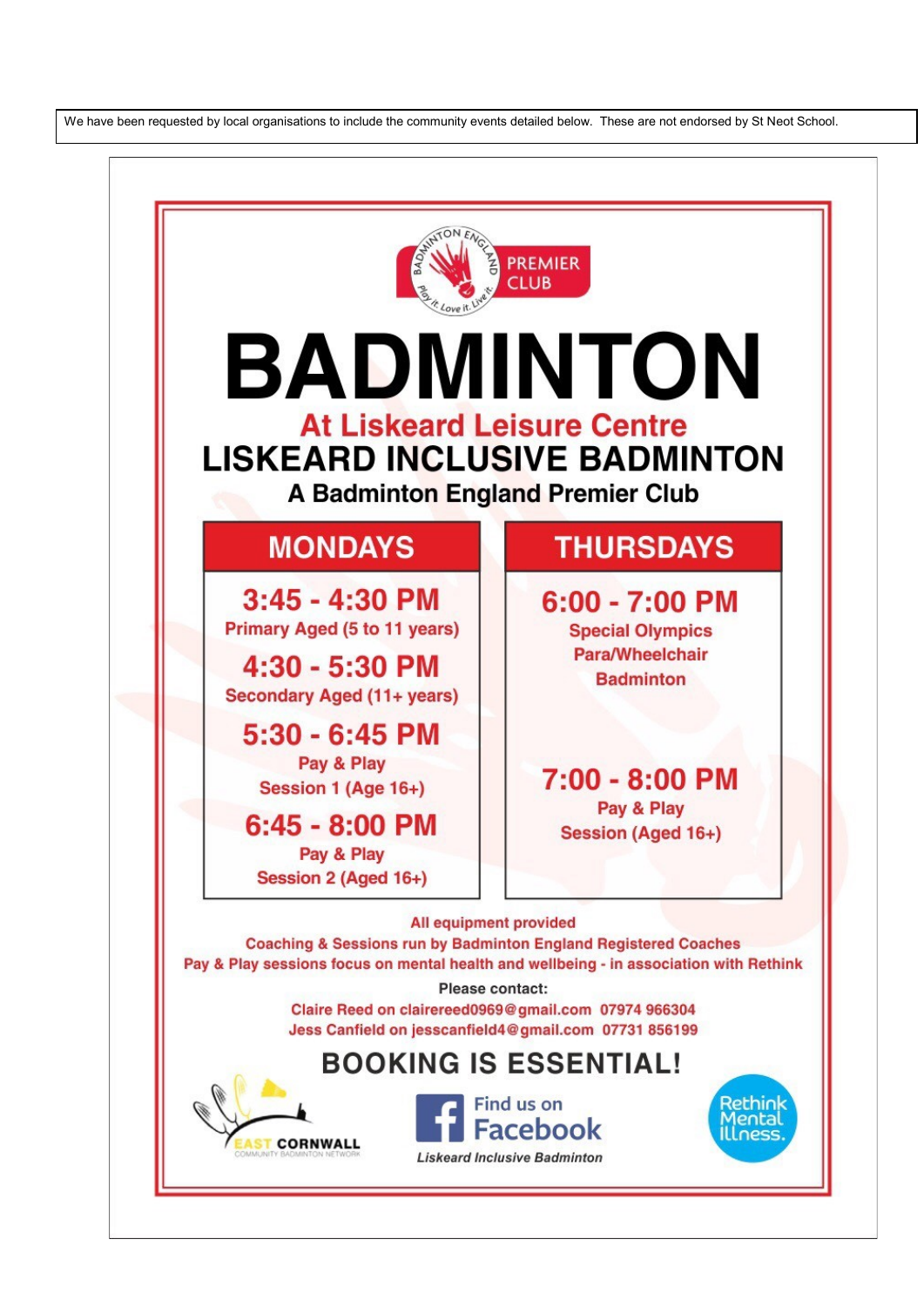We have been requested by local organisations to include the community events detailed below. These are not endorsed by St Neot School.

PREMIER CLUB

# BADMINTON

## At Liskeard Leisure Centre

## LISKEARD INCLUSIVE BADMINTON

### A Badminton England Premier Club

### MONDAYS

**3:45 - 4:30 PM**
Primary Aged (5 to 11 years)

**4:30 - 5:30 PM**
Secondary Aged (11+ years)

**5:30 - 6:45 PM**
Pay & Play
Session 1 (Age 16+)

**6:45 - 8:00 PM**
Pay & Play
Session 2 (Aged 16+)

### THURSDAYS

**6:00 - 7:00 PM**
Special Olympics
Para/Wheelchair
Badminton

**7:00 - 8:00 PM**
Pay & Play
Session (Aged 16+)

All equipment provided
Coaching & Sessions run by Badminton England Registered Coaches
Pay & Play sessions focus on mental health and wellbeing - in association with Rethink

**Please contact:**
Claire Reed on clairereed0969@gmail.com 07974 966304
Jess Canfield on jesscanfield4@gmail.com 07731 856199

## BOOKING IS ESSENTIAL!

EAST CORNWALL COMMUNITY BADMINTON NETWORK

Find us on Facebook
*Liskeard Inclusive Badminton*

Rethink Mental Illness.